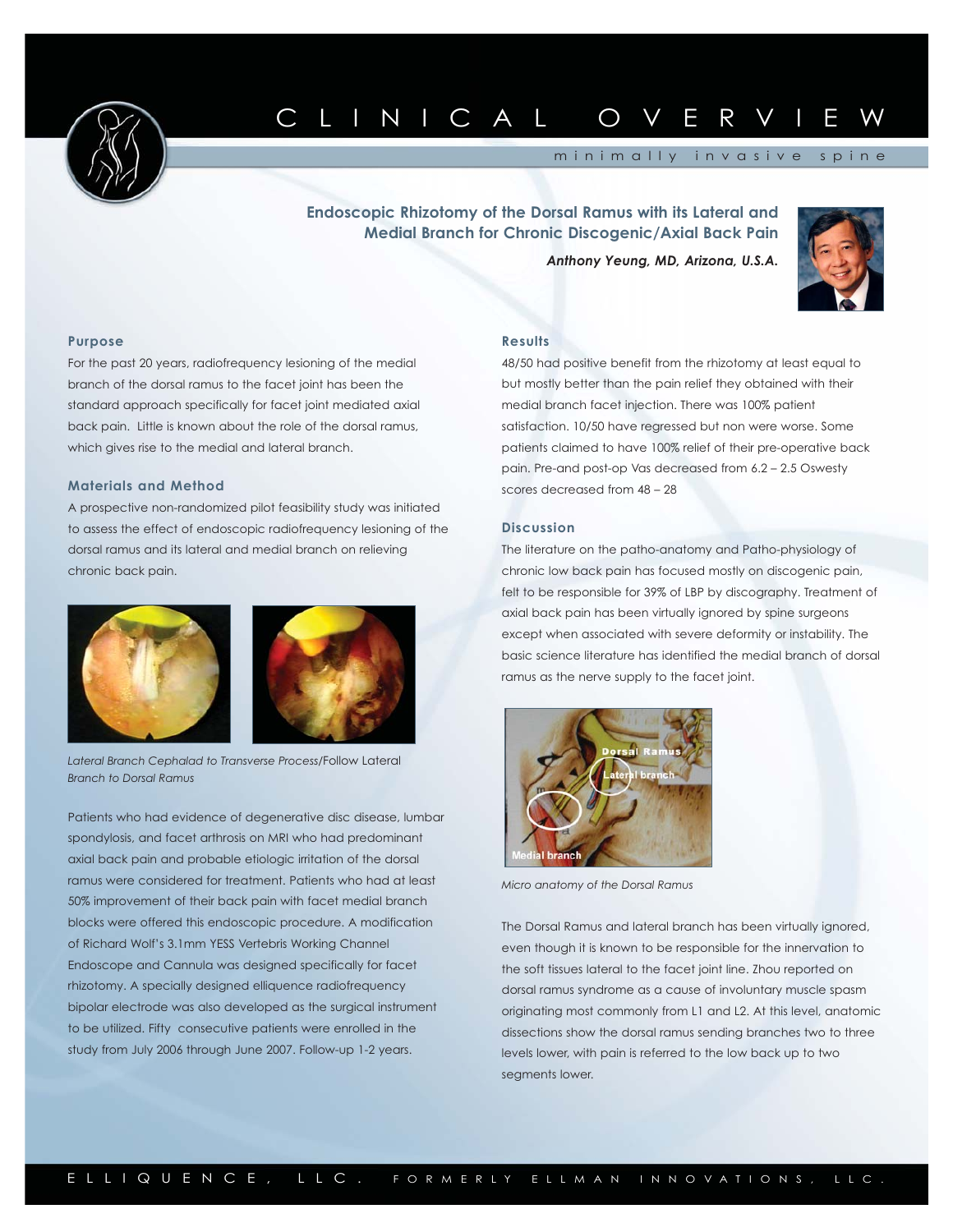# CLINICAL OVERVIEW

minimally invasive spine

## Endoscopic Rhizotomy of the Dorsal Ramus with its Lateral and Medial Branch for Chronic Discogenic/Axial Back Pain

***Anthony Yeung, MD, Arizona, U.S.A.***

### Purpose

For the past 20 years, radiofrequency lesioning of the medial branch of the dorsal ramus to the facet joint has been the standard approach specifically for facet joint mediated axial back pain. Little is known about the role of the dorsal ramus, which gives rise to the medial and lateral branch.

### Materials and Method

A prospective non-randomized pilot feasibility study was initiated to assess the effect of endoscopic radiofrequency lesioning of the dorsal ramus and its lateral and medial branch on relieving chronic back pain.

*Lateral Branch Cephalad to Transverse Process*/Follow Lateral *Branch to Dorsal Ramus*

Patients who had evidence of degenerative disc disease, lumbar spondylosis, and facet arthrosis on MRI who had predominant axial back pain and probable etiologic irritation of the dorsal ramus were considered for treatment. Patients who had at least 50% improvement of their back pain with facet medial branch blocks were offered this endoscopic procedure. A modification of Richard Wolf's 3.1mm YESS Vertebris Working Channel Endoscope and Cannula was designed specifically for facet rhizotomy. A specially designed elliquence radiofrequency bipolar electrode was also developed as the surgical instrument to be utilized. Fifty consecutive patients were enrolled in the study from July 2006 through June 2007. Follow-up 1-2 years.

### Results

48/50 had positive benefit from the rhizotomy at least equal to but mostly better than the pain relief they obtained with their medial branch facet injection. There was 100% patient satisfaction. 10/50 have regressed but non were worse. Some patients claimed to have 100% relief of their pre-operative back pain. Pre-and post-op Vas decreased from 6.2 – 2.5 Oswesty scores decreased from 48 – 28

### Discussion

The literature on the patho-anatomy and Patho-physiology of chronic low back pain has focused mostly on discogenic pain, felt to be responsible for 39% of LBP by discography. Treatment of axial back pain has been virtually ignored by spine surgeons except when associated with severe deformity or instability. The basic science literature has identified the medial branch of dorsal ramus as the nerve supply to the facet joint.

Dorsal Ramus
Lateral branch
Medial branch

*Micro anatomy of the Dorsal Ramus*

The Dorsal Ramus and lateral branch has been virtually ignored, even though it is known to be responsible for the innervation to the soft tissues lateral to the facet joint line. Zhou reported on dorsal ramus syndrome as a cause of involuntary muscle spasm originating most commonly from L1 and L2. At this level, anatomic dissections show the dorsal ramus sending branches two to three levels lower, with pain is referred to the low back up to two segments lower.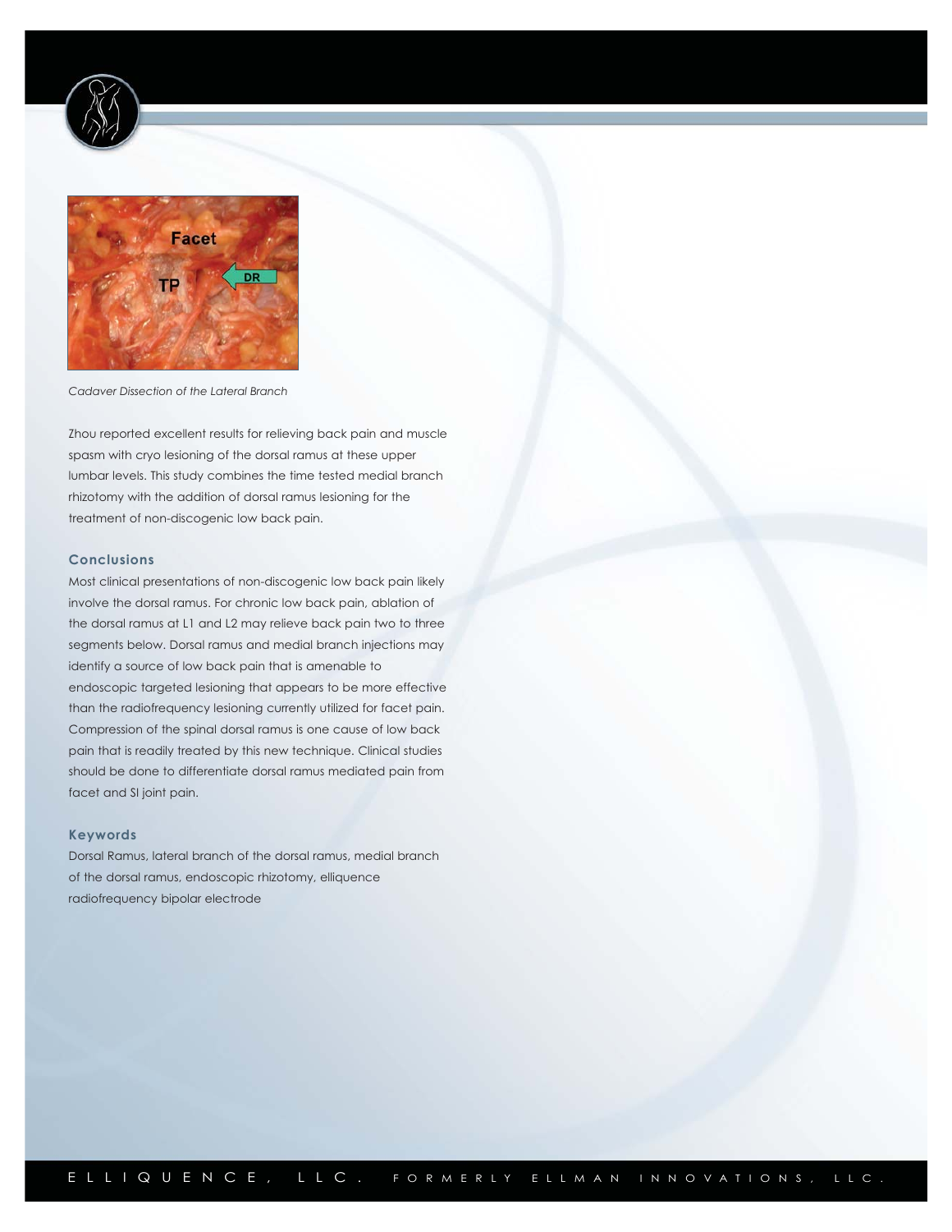*Cadaver Dissection of the Lateral Branch*

Zhou reported excellent results for relieving back pain and muscle spasm with cryo lesioning of the dorsal ramus at these upper lumbar levels. This study combines the time tested medial branch rhizotomy with the addition of dorsal ramus lesioning for the treatment of non-discogenic low back pain.

### Conclusions

Most clinical presentations of non-discogenic low back pain likely involve the dorsal ramus. For chronic low back pain, ablation of the dorsal ramus at L1 and L2 may relieve back pain two to three segments below. Dorsal ramus and medial branch injections may identify a source of low back pain that is amenable to endoscopic targeted lesioning that appears to be more effective than the radiofrequency lesioning currently utilized for facet pain. Compression of the spinal dorsal ramus is one cause of low back pain that is readily treated by this new technique. Clinical studies should be done to differentiate dorsal ramus mediated pain from facet and SI joint pain.

### Keywords

Dorsal Ramus, lateral branch of the dorsal ramus, medial branch of the dorsal ramus, endoscopic rhizotomy, elliquence radiofrequency bipolar electrode